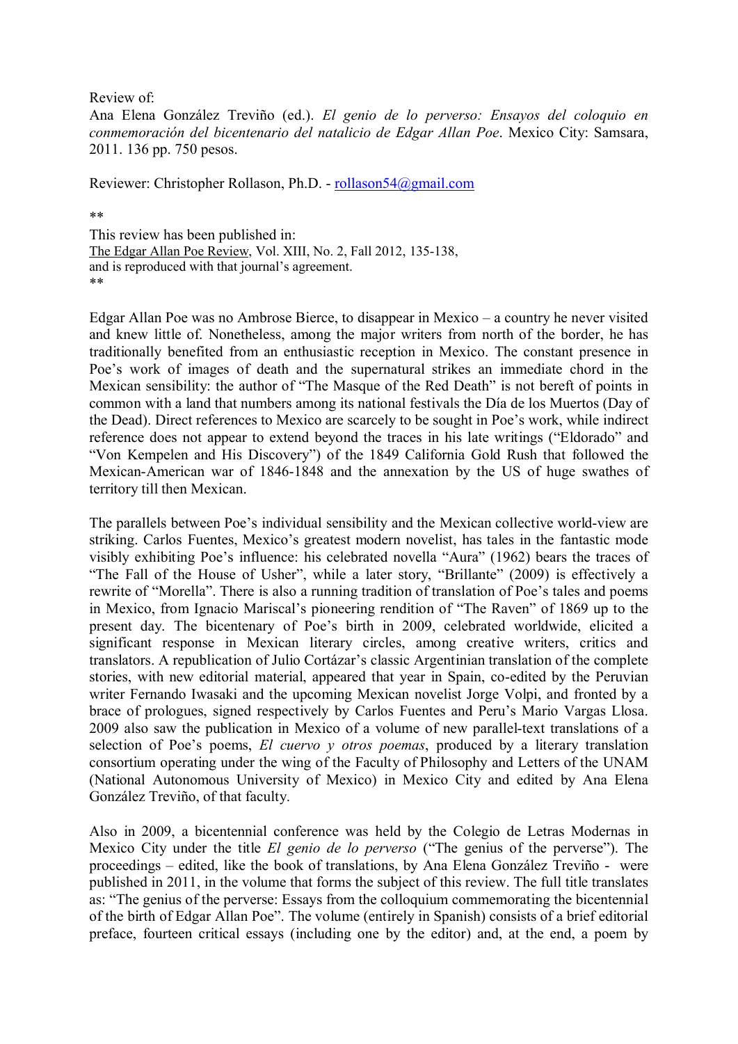Review of:
Ana Elena González Treviño (ed.). *El genio de lo perverso: Ensayos del coloquio en conmemoración del bicentenario del natalicio de Edgar Allan Poe*. Mexico City: Samsara, 2011. 136 pp. 750 pesos.

Reviewer: Christopher Rollason, Ph.D. - rollason54@gmail.com

**

This review has been published in:
The Edgar Allan Poe Review, Vol. XIII, No. 2, Fall 2012, 135-138,
and is reproduced with that journal's agreement.

**

Edgar Allan Poe was no Ambrose Bierce, to disappear in Mexico – a country he never visited and knew little of. Nonetheless, among the major writers from north of the border, he has traditionally benefited from an enthusiastic reception in Mexico. The constant presence in Poe's work of images of death and the supernatural strikes an immediate chord in the Mexican sensibility: the author of "The Masque of the Red Death" is not bereft of points in common with a land that numbers among its national festivals the Día de los Muertos (Day of the Dead). Direct references to Mexico are scarcely to be sought in Poe's work, while indirect reference does not appear to extend beyond the traces in his late writings ("Eldorado" and "Von Kempelen and His Discovery") of the 1849 California Gold Rush that followed the Mexican-American war of 1846-1848 and the annexation by the US of huge swathes of territory till then Mexican.

The parallels between Poe's individual sensibility and the Mexican collective world-view are striking. Carlos Fuentes, Mexico's greatest modern novelist, has tales in the fantastic mode visibly exhibiting Poe's influence: his celebrated novella "Aura" (1962) bears the traces of "The Fall of the House of Usher", while a later story, "Brillante" (2009) is effectively a rewrite of "Morella". There is also a running tradition of translation of Poe's tales and poems in Mexico, from Ignacio Mariscal's pioneering rendition of "The Raven" of 1869 up to the present day. The bicentenary of Poe's birth in 2009, celebrated worldwide, elicited a significant response in Mexican literary circles, among creative writers, critics and translators. A republication of Julio Cortázar's classic Argentinian translation of the complete stories, with new editorial material, appeared that year in Spain, co-edited by the Peruvian writer Fernando Iwasaki and the upcoming Mexican novelist Jorge Volpi, and fronted by a brace of prologues, signed respectively by Carlos Fuentes and Peru's Mario Vargas Llosa. 2009 also saw the publication in Mexico of a volume of new parallel-text translations of a selection of Poe's poems, *El cuervo y otros poemas*, produced by a literary translation consortium operating under the wing of the Faculty of Philosophy and Letters of the UNAM (National Autonomous University of Mexico) in Mexico City and edited by Ana Elena González Treviño, of that faculty.

Also in 2009, a bicentennial conference was held by the Colegio de Letras Modernas in Mexico City under the title *El genio de lo perverso* ("The genius of the perverse"). The proceedings – edited, like the book of translations, by Ana Elena González Treviño - were published in 2011, in the volume that forms the subject of this review. The full title translates as: "The genius of the perverse: Essays from the colloquium commemorating the bicentennial of the birth of Edgar Allan Poe". The volume (entirely in Spanish) consists of a brief editorial preface, fourteen critical essays (including one by the editor) and, at the end, a poem by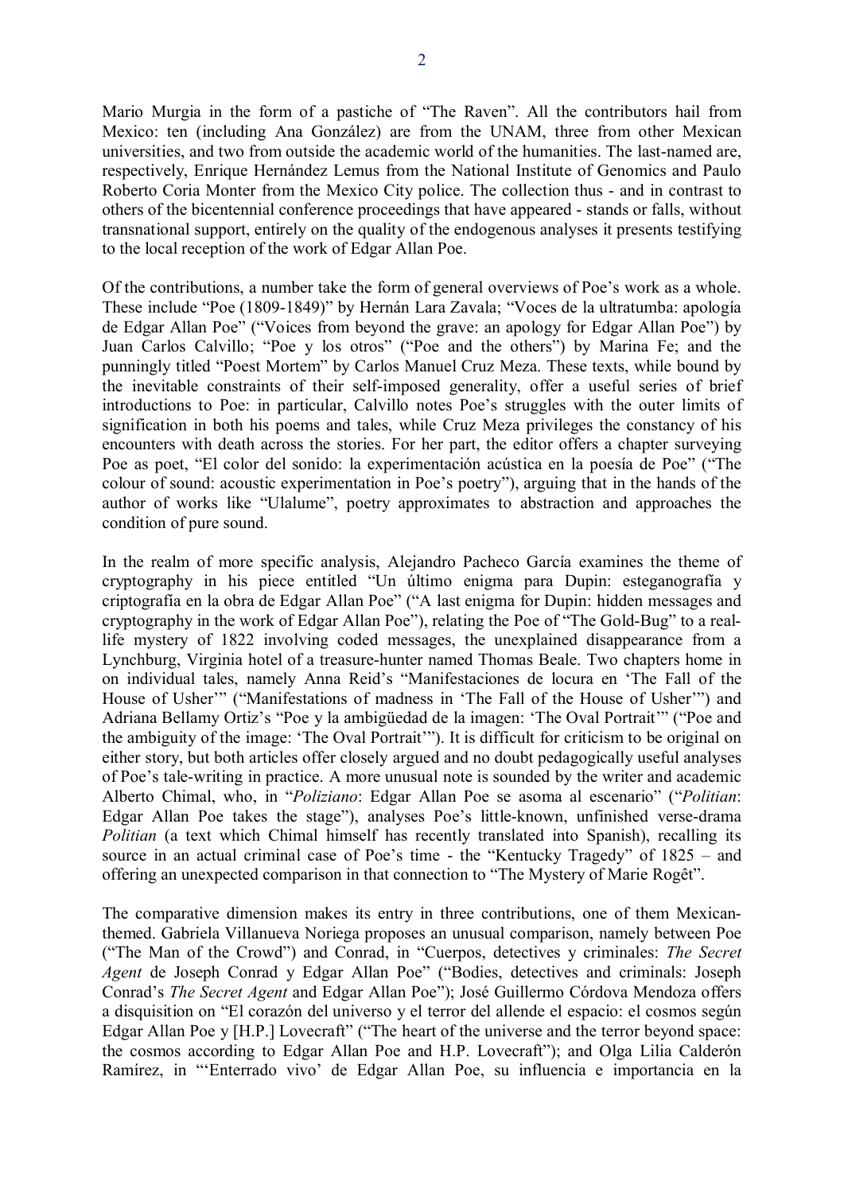Mario Murgia in the form of a pastiche of "The Raven". All the contributors hail from Mexico: ten (including Ana González) are from the UNAM, three from other Mexican universities, and two from outside the academic world of the humanities. The last-named are, respectively, Enrique Hernández Lemus from the National Institute of Genomics and Paulo Roberto Coria Monter from the Mexico City police. The collection thus - and in contrast to others of the bicentennial conference proceedings that have appeared - stands or falls, without transnational support, entirely on the quality of the endogenous analyses it presents testifying to the local reception of the work of Edgar Allan Poe.

Of the contributions, a number take the form of general overviews of Poe's work as a whole. These include "Poe (1809-1849)" by Hernán Lara Zavala; "Voces de la ultratumba: apología de Edgar Allan Poe" ("Voices from beyond the grave: an apology for Edgar Allan Poe") by Juan Carlos Calvillo; "Poe y los otros" ("Poe and the others") by Marina Fe; and the punningly titled "Poest Mortem" by Carlos Manuel Cruz Meza. These texts, while bound by the inevitable constraints of their self-imposed generality, offer a useful series of brief introductions to Poe: in particular, Calvillo notes Poe's struggles with the outer limits of signification in both his poems and tales, while Cruz Meza privileges the constancy of his encounters with death across the stories. For her part, the editor offers a chapter surveying Poe as poet, "El color del sonido: la experimentación acústica en la poesía de Poe" ("The colour of sound: acoustic experimentation in Poe's poetry"), arguing that in the hands of the author of works like "Ulalume", poetry approximates to abstraction and approaches the condition of pure sound.

In the realm of more specific analysis, Alejandro Pacheco García examines the theme of cryptography in his piece entitled "Un último enigma para Dupin: esteganografía y criptografía en la obra de Edgar Allan Poe" ("A last enigma for Dupin: hidden messages and cryptography in the work of Edgar Allan Poe"), relating the Poe of "The Gold-Bug" to a real-life mystery of 1822 involving coded messages, the unexplained disappearance from a Lynchburg, Virginia hotel of a treasure-hunter named Thomas Beale. Two chapters home in on individual tales, namely Anna Reid's "Manifestaciones de locura en 'The Fall of the House of Usher'" ("Manifestations of madness in 'The Fall of the House of Usher'") and Adriana Bellamy Ortiz's "Poe y la ambigüedad de la imagen: 'The Oval Portrait'" ("Poe and the ambiguity of the image: 'The Oval Portrait'"). It is difficult for criticism to be original on either story, but both articles offer closely argued and no doubt pedagogically useful analyses of Poe's tale-writing in practice. A more unusual note is sounded by the writer and academic Alberto Chimal, who, in "*Poliziano*: Edgar Allan Poe se asoma al escenario" ("*Politian*: Edgar Allan Poe takes the stage"), analyses Poe's little-known, unfinished verse-drama *Politian* (a text which Chimal himself has recently translated into Spanish), recalling its source in an actual criminal case of Poe's time - the "Kentucky Tragedy" of 1825 – and offering an unexpected comparison in that connection to "The Mystery of Marie Rogêt".

The comparative dimension makes its entry in three contributions, one of them Mexican-themed. Gabriela Villanueva Noriega proposes an unusual comparison, namely between Poe ("The Man of the Crowd") and Conrad, in "Cuerpos, detectives y criminales: *The Secret Agent* de Joseph Conrad y Edgar Allan Poe" ("Bodies, detectives and criminals: Joseph Conrad's *The Secret Agent* and Edgar Allan Poe"); José Guillermo Córdova Mendoza offers a disquisition on "El corazón del universo y el terror del allende el espacio: el cosmos según Edgar Allan Poe y [H.P.] Lovecraft" ("The heart of the universe and the terror beyond space: the cosmos according to Edgar Allan Poe and H.P. Lovecraft"); and Olga Lilia Calderón Ramírez, in "'Enterrado vivo' de Edgar Allan Poe, su influencia e importancia en la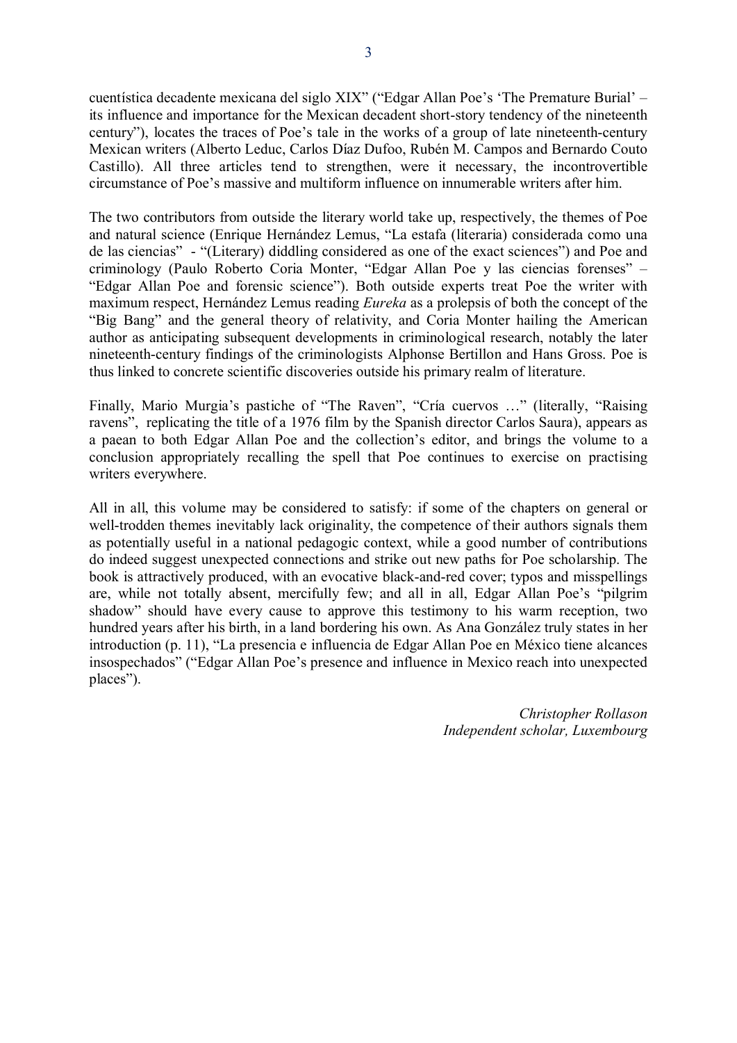cuentística decadente mexicana del siglo XIX" ("Edgar Allan Poe's 'The Premature Burial' – its influence and importance for the Mexican decadent short-story tendency of the nineteenth century"), locates the traces of Poe's tale in the works of a group of late nineteenth-century Mexican writers (Alberto Leduc, Carlos Díaz Dufoo, Rubén M. Campos and Bernardo Couto Castillo). All three articles tend to strengthen, were it necessary, the incontrovertible circumstance of Poe's massive and multiform influence on innumerable writers after him.

The two contributors from outside the literary world take up, respectively, the themes of Poe and natural science (Enrique Hernández Lemus, "La estafa (literaria) considerada como una de las ciencias" - "(Literary) diddling considered as one of the exact sciences") and Poe and criminology (Paulo Roberto Coria Monter, "Edgar Allan Poe y las ciencias forenses" – "Edgar Allan Poe and forensic science"). Both outside experts treat Poe the writer with maximum respect, Hernández Lemus reading *Eureka* as a prolepsis of both the concept of the "Big Bang" and the general theory of relativity, and Coria Monter hailing the American author as anticipating subsequent developments in criminological research, notably the later nineteenth-century findings of the criminologists Alphonse Bertillon and Hans Gross. Poe is thus linked to concrete scientific discoveries outside his primary realm of literature.

Finally, Mario Murgia's pastiche of "The Raven", "Cría cuervos …" (literally, "Raising ravens", replicating the title of a 1976 film by the Spanish director Carlos Saura), appears as a paean to both Edgar Allan Poe and the collection's editor, and brings the volume to a conclusion appropriately recalling the spell that Poe continues to exercise on practising writers everywhere.

All in all, this volume may be considered to satisfy: if some of the chapters on general or well-trodden themes inevitably lack originality, the competence of their authors signals them as potentially useful in a national pedagogic context, while a good number of contributions do indeed suggest unexpected connections and strike out new paths for Poe scholarship. The book is attractively produced, with an evocative black-and-red cover; typos and misspellings are, while not totally absent, mercifully few; and all in all, Edgar Allan Poe's "pilgrim shadow" should have every cause to approve this testimony to his warm reception, two hundred years after his birth, in a land bordering his own. As Ana González truly states in her introduction (p. 11), "La presencia e influencia de Edgar Allan Poe en México tiene alcances insospechados" ("Edgar Allan Poe's presence and influence in Mexico reach into unexpected places").

*Christopher Rollason*
*Independent scholar, Luxembourg*